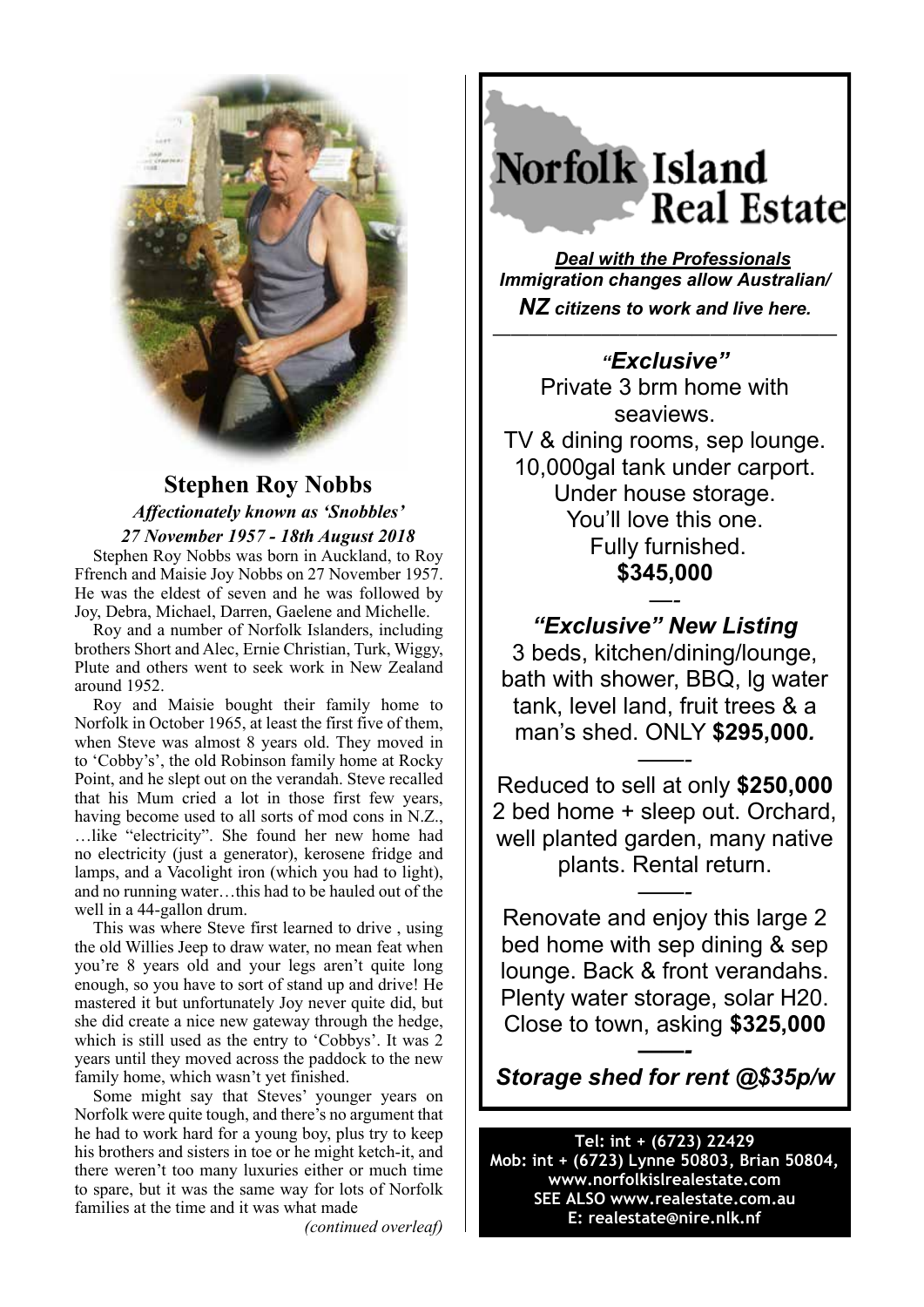## Stephen Roy Nobbs

*Affectionately known as 'Snobbles'*

*27 November 1957 - 18th August 2018*

Stephen Roy Nobbs was born in Auckland, to Roy Ffrench and Maisie Joy Nobbs on 27 November 1957. He was the eldest of seven and he was followed by Joy, Debra, Michael, Darren, Gaelene and Michelle.

Roy and a number of Norfolk Islanders, including brothers Short and Alec, Ernie Christian, Turk, Wiggy, Plute and others went to seek work in New Zealand around 1952.

Roy and Maisie bought their family home to Norfolk in October 1965, at least the first five of them, when Steve was almost 8 years old. They moved in to 'Cobby's', the old Robinson family home at Rocky Point, and he slept out on the verandah. Steve recalled that his Mum cried a lot in those first few years, having become used to all sorts of mod cons in N.Z., …like "electricity". She found her new home had no electricity (just a generator), kerosene fridge and lamps, and a Vacolight iron (which you had to light), and no running water…this had to be hauled out of the well in a 44-gallon drum.

This was where Steve first learned to drive , using the old Willies Jeep to draw water, no mean feat when you're 8 years old and your legs aren't quite long enough, so you have to sort of stand up and drive! He mastered it but unfortunately Joy never quite did, but she did create a nice new gateway through the hedge, which is still used as the entry to 'Cobbys'. It was 2 years until they moved across the paddock to the new family home, which wasn't yet finished.

Some might say that Steves' younger years on Norfolk were quite tough, and there's no argument that he had to work hard for a young boy, plus try to keep his brothers and sisters in toe or he might ketch-it, and there weren't too many luxuries either or much time to spare, but it was the same way for lots of Norfolk families at the time and it was what made

*(continued overleaf)*

---

# Norfolk Island Real Estate

***Deal with the Professionals***

***Immigration changes allow Australian/ NZ citizens to work and live here.***

---

***"Exclusive"***

Private 3 brm home with seaviews.
TV & dining rooms, sep lounge.
10,000gal tank under carport.
Under house storage.
You'll love this one.
Fully furnished.
**$345,000**

—-

***"Exclusive" New Listing***

3 beds, kitchen/dining/lounge, bath with shower, BBQ, lg water tank, level land, fruit trees & a man's shed. ONLY **$295,000.**

——-

Reduced to sell at only **$250,000**
2 bed home + sleep out. Orchard, well planted garden, many native plants. Rental return.

——-

Renovate and enjoy this large 2 bed home with sep dining & sep lounge. Back & front verandahs. Plenty water storage, solar H20. Close to town, asking **$325,000**

——-

***Storage shed for rent @$35p/w***

**Tel: int + (6723) 22429**
**Mob: int + (6723) Lynne 50803, Brian 50804,**
**www.norfolkislrealestate.com**
**SEE ALSO www.realestate.com.au**
**E: realestate@nire.nlk.nf**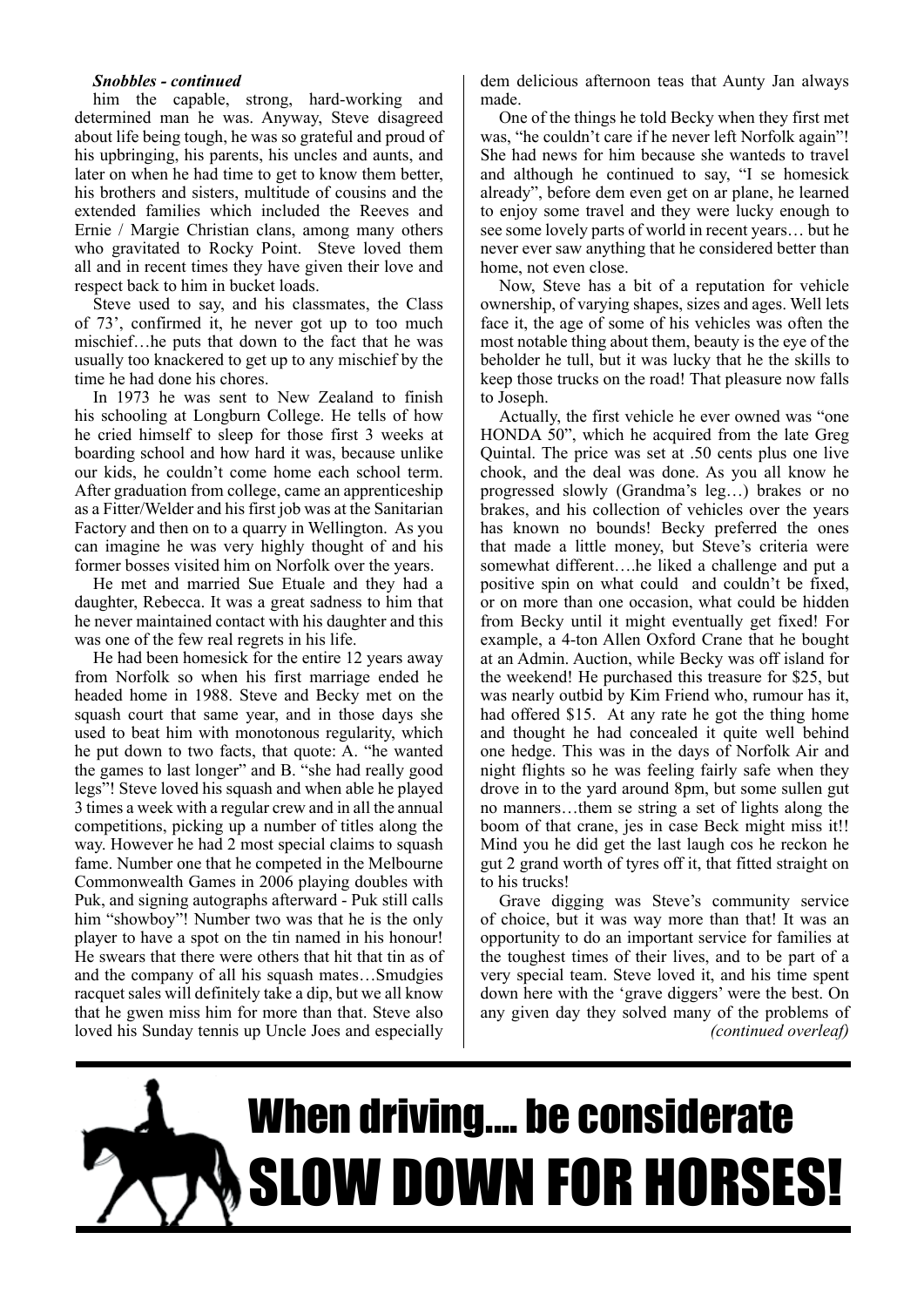***Snobbles - continued***

him the capable, strong, hard-working and determined man he was. Anyway, Steve disagreed about life being tough, he was so grateful and proud of his upbringing, his parents, his uncles and aunts, and later on when he had time to get to know them better, his brothers and sisters, multitude of cousins and the extended families which included the Reeves and Ernie / Margie Christian clans, among many others who gravitated to Rocky Point. Steve loved them all and in recent times they have given their love and respect back to him in bucket loads.

Steve used to say, and his classmates, the Class of 73', confirmed it, he never got up to too much mischief…he puts that down to the fact that he was usually too knackered to get up to any mischief by the time he had done his chores.

In 1973 he was sent to New Zealand to finish his schooling at Longburn College. He tells of how he cried himself to sleep for those first 3 weeks at boarding school and how hard it was, because unlike our kids, he couldn't come home each school term. After graduation from college, came an apprenticeship as a Fitter/Welder and his first job was at the Sanitarian Factory and then on to a quarry in Wellington. As you can imagine he was very highly thought of and his former bosses visited him on Norfolk over the years.

He met and married Sue Etuale and they had a daughter, Rebecca. It was a great sadness to him that he never maintained contact with his daughter and this was one of the few real regrets in his life.

He had been homesick for the entire 12 years away from Norfolk so when his first marriage ended he headed home in 1988. Steve and Becky met on the squash court that same year, and in those days she used to beat him with monotonous regularity, which he put down to two facts, that quote: A. "he wanted the games to last longer" and B. "she had really good legs"! Steve loved his squash and when able he played 3 times a week with a regular crew and in all the annual competitions, picking up a number of titles along the way. However he had 2 most special claims to squash fame. Number one that he competed in the Melbourne Commonwealth Games in 2006 playing doubles with Puk, and signing autographs afterward - Puk still calls him "showboy"! Number two was that he is the only player to have a spot on the tin named in his honour! He swears that there were others that hit that tin as of and the company of all his squash mates…Smudgies racquet sales will definitely take a dip, but we all know that he gwen miss him for more than that. Steve also loved his Sunday tennis up Uncle Joes and especially dem delicious afternoon teas that Aunty Jan always made.

One of the things he told Becky when they first met was, "he couldn't care if he never left Norfolk again"! She had news for him because she wanteds to travel and although he continued to say, "I se homesick already", before dem even get on ar plane, he learned to enjoy some travel and they were lucky enough to see some lovely parts of world in recent years… but he never ever saw anything that he considered better than home, not even close.

Now, Steve has a bit of a reputation for vehicle ownership, of varying shapes, sizes and ages. Well lets face it, the age of some of his vehicles was often the most notable thing about them, beauty is the eye of the beholder he tull, but it was lucky that he the skills to keep those trucks on the road! That pleasure now falls to Joseph.

Actually, the first vehicle he ever owned was "one HONDA 50", which he acquired from the late Greg Quintal. The price was set at .50 cents plus one live chook, and the deal was done. As you all know he progressed slowly (Grandma's leg…) brakes or no brakes, and his collection of vehicles over the years has known no bounds! Becky preferred the ones that made a little money, but Steve's criteria were somewhat different….he liked a challenge and put a positive spin on what could and couldn't be fixed, or on more than one occasion, what could be hidden from Becky until it might eventually get fixed! For example, a 4-ton Allen Oxford Crane that he bought at an Admin. Auction, while Becky was off island for the weekend! He purchased this treasure for $25, but was nearly outbid by Kim Friend who, rumour has it, had offered $15. At any rate he got the thing home and thought he had concealed it quite well behind one hedge. This was in the days of Norfolk Air and night flights so he was feeling fairly safe when they drove in to the yard around 8pm, but some sullen gut no manners…them se string a set of lights along the boom of that crane, jes in case Beck might miss it!! Mind you he did get the last laugh cos he reckon he gut 2 grand worth of tyres off it, that fitted straight on to his trucks!

Grave digging was Steve's community service of choice, but it was way more than that! It was an opportunity to do an important service for families at the toughest times of their lives, and to be part of a very special team. Steve loved it, and his time spent down here with the 'grave diggers' were the best. On any given day they solved many of the problems of

*(continued overleaf)*

---

# When driving.... be considerate
# SLOW DOWN FOR HORSES!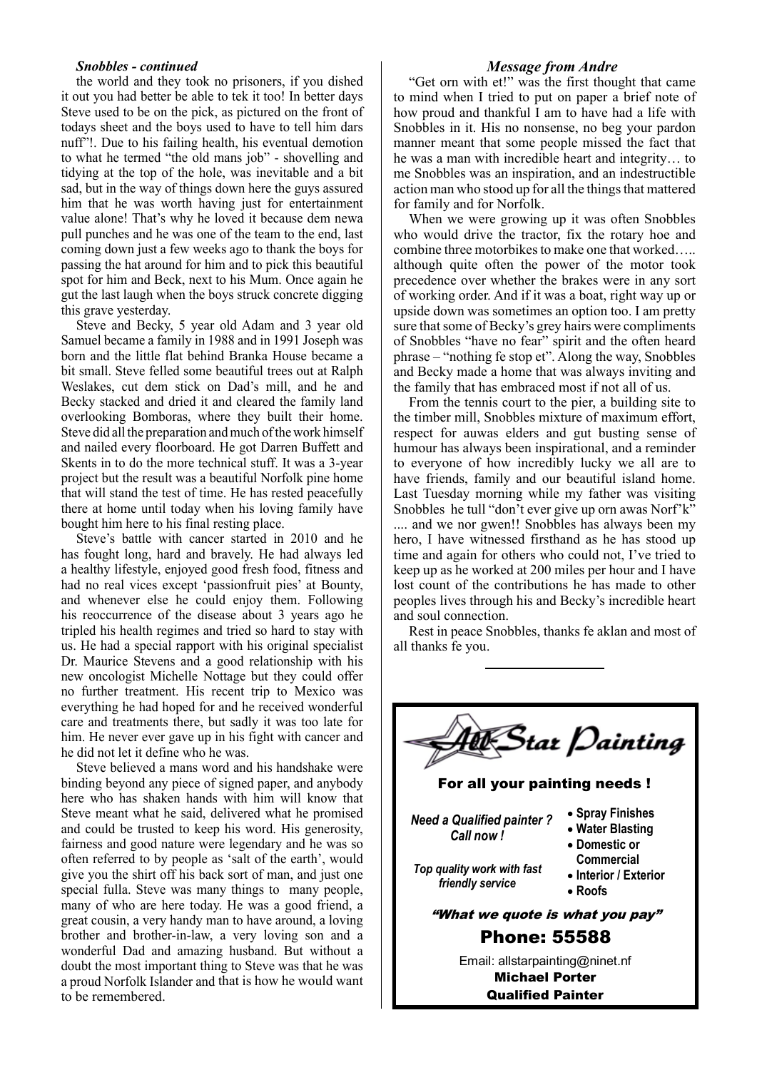### *Snobbles - continued*

the world and they took no prisoners, if you dished it out you had better be able to tek it too! In better days Steve used to be on the pick, as pictured on the front of todays sheet and the boys used to have to tell him dars nuff"!. Due to his failing health, his eventual demotion to what he termed "the old mans job" - shovelling and tidying at the top of the hole, was inevitable and a bit sad, but in the way of things down here the guys assured him that he was worth having just for entertainment value alone! That's why he loved it because dem newa pull punches and he was one of the team to the end, last coming down just a few weeks ago to thank the boys for passing the hat around for him and to pick this beautiful spot for him and Beck, next to his Mum. Once again he gut the last laugh when the boys struck concrete digging this grave yesterday.

Steve and Becky, 5 year old Adam and 3 year old Samuel became a family in 1988 and in 1991 Joseph was born and the little flat behind Branka House became a bit small. Steve felled some beautiful trees out at Ralph Weslakes, cut dem stick on Dad's mill, and he and Becky stacked and dried it and cleared the family land overlooking Bomboras, where they built their home. Steve did all the preparation and much of the work himself and nailed every floorboard. He got Darren Buffett and Skents in to do the more technical stuff. It was a 3-year project but the result was a beautiful Norfolk pine home that will stand the test of time. He has rested peacefully there at home until today when his loving family have bought him here to his final resting place.

Steve's battle with cancer started in 2010 and he has fought long, hard and bravely. He had always led a healthy lifestyle, enjoyed good fresh food, fitness and had no real vices except 'passionfruit pies' at Bounty, and whenever else he could enjoy them. Following his reoccurrence of the disease about 3 years ago he tripled his health regimes and tried so hard to stay with us. He had a special rapport with his original specialist Dr. Maurice Stevens and a good relationship with his new oncologist Michelle Nottage but they could offer no further treatment. His recent trip to Mexico was everything he had hoped for and he received wonderful care and treatments there, but sadly it was too late for him. He never ever gave up in his fight with cancer and he did not let it define who he was.

Steve believed a mans word and his handshake were binding beyond any piece of signed paper, and anybody here who has shaken hands with him will know that Steve meant what he said, delivered what he promised and could be trusted to keep his word. His generosity, fairness and good nature were legendary and he was so often referred to by people as 'salt of the earth', would give you the shirt off his back sort of man, and just one special fulla. Steve was many things to many people, many of who are here today. He was a good friend, a great cousin, a very handy man to have around, a loving brother and brother-in-law, a very loving son and a wonderful Dad and amazing husband. But without a doubt the most important thing to Steve was that he was a proud Norfolk Islander and that is how he would want to be remembered.

### *Message from Andre*

"Get orn with et!" was the first thought that came to mind when I tried to put on paper a brief note of how proud and thankful I am to have had a life with Snobbles in it. His no nonsense, no beg your pardon manner meant that some people missed the fact that he was a man with incredible heart and integrity… to me Snobbles was an inspiration, and an indestructible action man who stood up for all the things that mattered for family and for Norfolk.

When we were growing up it was often Snobbles who would drive the tractor, fix the rotary hoe and combine three motorbikes to make one that worked….. although quite often the power of the motor took precedence over whether the brakes were in any sort of working order. And if it was a boat, right way up or upside down was sometimes an option too. I am pretty sure that some of Becky's grey hairs were compliments of Snobbles "have no fear" spirit and the often heard phrase – "nothing fe stop et". Along the way, Snobbles and Becky made a home that was always inviting and the family that has embraced most if not all of us.

From the tennis court to the pier, a building site to the timber mill, Snobbles mixture of maximum effort, respect for auwas elders and gut busting sense of humour has always been inspirational, and a reminder to everyone of how incredibly lucky we all are to have friends, family and our beautiful island home. Last Tuesday morning while my father was visiting Snobbles he tull "don't ever give up orn awas Norf'k" .... and we nor gwen!! Snobbles has always been my hero, I have witnessed firsthand as he has stood up time and again for others who could not, I've tried to keep up as he worked at 200 miles per hour and I have lost count of the contributions he has made to other peoples lives through his and Becky's incredible heart and soul connection.

Rest in peace Snobbles, thanks fe aklan and most of all thanks fe you.

---

**All Star Painting**

**For all your painting needs !**

***Need a Qualified painter ? Call now !***

***Top quality work with fast friendly service***

- **Spray Finishes**
- **Water Blasting**
- **Domestic or Commercial**
- **Interior / Exterior**
- **Roofs**

***"What we quote is what you pay"***

**Phone: 55588**

Email: allstarpainting@ninet.nf

**Michael Porter**

**Qualified Painter**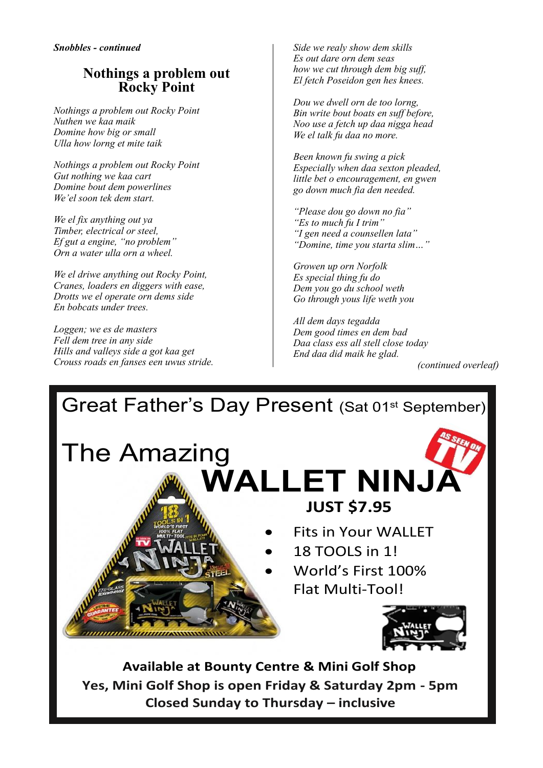***Snobbles - continued***

## Nothings a problem out Rocky Point

*Nothings a problem out Rocky Point*
*Nuthen we kaa maik*
*Domine how big or small*
*Ulla how lorng et mite taik*

*Nothings a problem out Rocky Point*
*Gut nothing we kaa cart*
*Domine bout dem powerlines*
*We'el soon tek dem start.*

*We el fix anything out ya*
*Timber, electrical or steel,*
*Ef gut a engine, "no problem"*
*Orn a water ulla orn a wheel.*

*We el driwe anything out Rocky Point,*
*Cranes, loaders en diggers with ease,*
*Drotts we el operate orn dems side*
*En bobcats under trees.*

*Loggen; we es de masters*
*Fell dem tree in any side*
*Hills and valleys side a got kaa get*
*Crouss roads en fanses een uwus stride.*

*Side we realy show dem skills*
*Es out dare orn dem seas*
*how we cut through dem big suff,*
*El fetch Poseidon gen hes knees.*

*Dou we dwell orn de too lorng,*
*Bin write bout boats en suff before,*
*Noo use a fetch up daa nigga head*
*We el talk fu daa no more.*

*Been known fu swing a pick*
*Especially when daa sexton pleaded,*
*little bet o encouragement, en gwen*
*go down much fia den needed.*

*"Please dou go down no fia"*
*"Es to much fu I trim"*
*"I gen need a counsellen lata"*
*"Domine, time you starta slim…"*

*Growen up orn Norfolk*
*Es special thing fu do*
*Dem you go du school weth*
*Go through yous life weth you*

*All dem days tegadda*
*Dem good times en dem bad*
*Daa class ess all stell close today*
*End daa did maik he glad.*

*(continued overleaf)*

---

# Great Father's Day Present (Sat 01st September)

## The Amazing WALLET NINJA

**JUST $7.95**

- Fits in Your WALLET
- 18 TOOLS in 1!
- World's First 100% Flat Multi-Tool!

**Available at Bounty Centre & Mini Golf Shop**
**Yes, Mini Golf Shop is open Friday & Saturday 2pm - 5pm**
**Closed Sunday to Thursday – inclusive**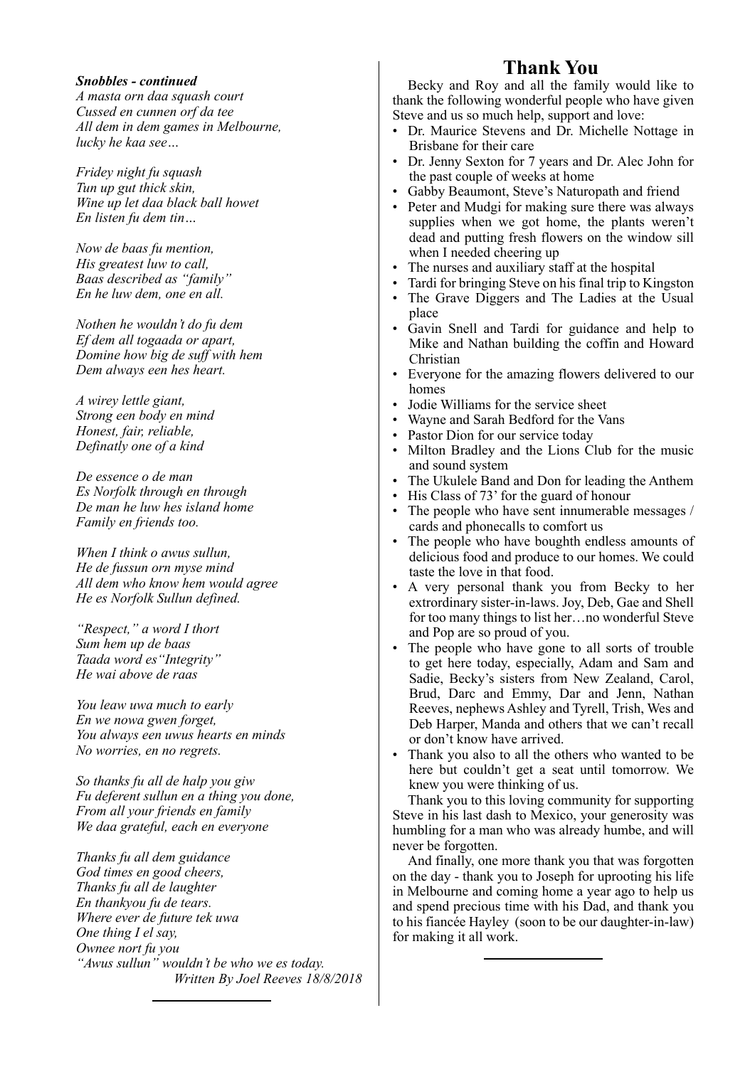***Snobbles - continued***

*A masta orn daa squash court*
*Cussed en cunnen orf da tee*
*All dem in dem games in Melbourne,*
*lucky he kaa see…*

*Fridey night fu squash*
*Tun up gut thick skin,*
*Wine up let daa black ball howet*
*En listen fu dem tin…*

*Now de baas fu mention,*
*His greatest luw to call,*
*Baas described as "family"*
*En he luw dem, one en all.*

*Nothen he wouldn't do fu dem*
*Ef dem all togaada or apart,*
*Domine how big de suff with hem*
*Dem always een hes heart.*

*A wirey lettle giant,*
*Strong een body en mind*
*Honest, fair, reliable,*
*Definatly one of a kind*

*De essence o de man*
*Es Norfolk through en through*
*De man he luw hes island home*
*Family en friends too.*

*When I think o awus sullun,*
*He de fussun orn myse mind*
*All dem who know hem would agree*
*He es Norfolk Sullun defined.*

*"Respect," a word I thort*
*Sum hem up de baas*
*Taada word es"Integrity"*
*He wai above de raas*

*You leaw uwa much to early*
*En we nowa gwen forget,*
*You always een uwus hearts en minds*
*No worries, en no regrets.*

*So thanks fu all de halp you giw*
*Fu deferent sullun en a thing you done,*
*From all your friends en family*
*We daa grateful, each en everyone*

*Thanks fu all dem guidance*
*God times en good cheers,*
*Thanks fu all de laughter*
*En thankyou fu de tears.*
*Where ever de future tek uwa*
*One thing I el say,*
*Ownee nort fu you*
*"Awus sullun" wouldn't be who we es today.*
*Written By Joel Reeves 18/8/2018*

# Thank You

Becky and Roy and all the family would like to thank the following wonderful people who have given Steve and us so much help, support and love:

- Dr. Maurice Stevens and Dr. Michelle Nottage in Brisbane for their care
- Dr. Jenny Sexton for 7 years and Dr. Alec John for the past couple of weeks at home
- Gabby Beaumont, Steve's Naturopath and friend
- Peter and Mudgi for making sure there was always supplies when we got home, the plants weren't dead and putting fresh flowers on the window sill when I needed cheering up
- The nurses and auxiliary staff at the hospital
- Tardi for bringing Steve on his final trip to Kingston
- The Grave Diggers and The Ladies at the Usual place
- Gavin Snell and Tardi for guidance and help to Mike and Nathan building the coffin and Howard Christian
- Everyone for the amazing flowers delivered to our homes
- Jodie Williams for the service sheet
- Wayne and Sarah Bedford for the Vans
- Pastor Dion for our service today
- Milton Bradley and the Lions Club for the music and sound system
- The Ukulele Band and Don for leading the Anthem
- His Class of 73' for the guard of honour
- The people who have sent innumerable messages / cards and phonecalls to comfort us
- The people who have boughth endless amounts of delicious food and produce to our homes. We could taste the love in that food.
- A very personal thank you from Becky to her extrordinary sister-in-laws. Joy, Deb, Gae and Shell for too many things to list her…no wonderful Steve and Pop are so proud of you.
- The people who have gone to all sorts of trouble to get here today, especially, Adam and Sam and Sadie, Becky's sisters from New Zealand, Carol, Brud, Darc and Emmy, Dar and Jenn, Nathan Reeves, nephews Ashley and Tyrell, Trish, Wes and Deb Harper, Manda and others that we can't recall or don't know have arrived.
- Thank you also to all the others who wanted to be here but couldn't get a seat until tomorrow. We knew you were thinking of us.

Thank you to this loving community for supporting Steve in his last dash to Mexico, your generosity was humbling for a man who was already humbe, and will never be forgotten.

And finally, one more thank you that was forgotten on the day - thank you to Joseph for uprooting his life in Melbourne and coming home a year ago to help us and spend precious time with his Dad, and thank you to his fiancée Hayley (soon to be our daughter-in-law) for making it all work.